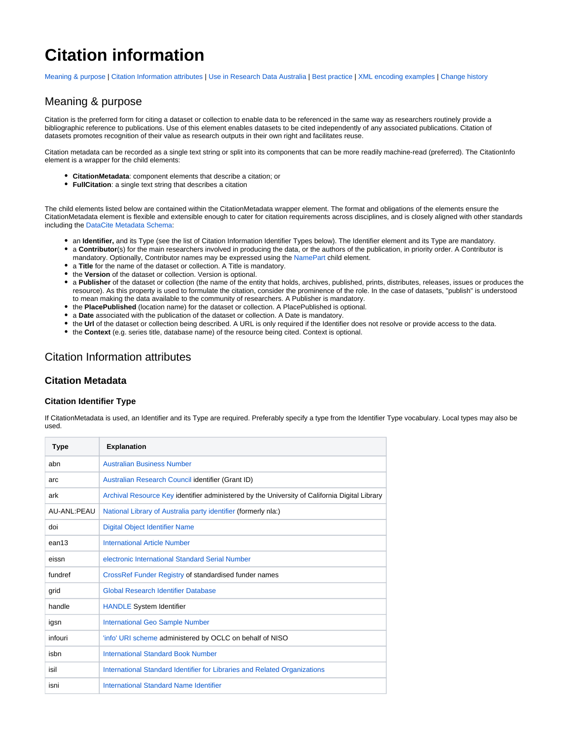# Citation information

Meaning & purpose | Citation Information attributes | Use in Research Data Australia | Best practice | XML encoding examples | Change history

## Meaning & purpose

Citation is the preferred form for citing a dataset or collection to enable data to be referenced in the same way as researchers routinely provide a bibliographic reference to publications. Use of this element enables datasets to be cited independently of any associated publications. Citation of datasets promotes recognition of their value as research outputs in their own right and facilitates reuse.

Citation metadata can be recorded as a single text string or split into its components that can be more readily machine-read (preferred). The CitationInfo element is a wrapper for the child elements:

- **CitationMetadata**: component elements that describe a citation; or
- **FullCitation**: a single text string that describes a citation

The child elements listed below are contained within the CitationMetadata wrapper element. The format and obligations of the elements ensure the CitationMetadata element is flexible and extensible enough to cater for citation requirements across disciplines, and is closely aligned with other standards including the DataCite Metadata Schema:

- an **Identifier,** and its Type (see the list of Citation Information Identifier Types below). The Identifier element and its Type are mandatory.
- a **Contributor**(s) for the main researchers involved in producing the data, or the authors of the publication, in priority order. A Contributor is mandatory. Optionally, Contributor names may be expressed using the NamePart child element.
- a **Title** for the name of the dataset or collection. A Title is mandatory.
- the **Version** of the dataset or collection. Version is optional.
- a **Publisher** of the dataset or collection (the name of the entity that holds, archives, published, prints, distributes, releases, issues or produces the resource). As this property is used to formulate the citation, consider the prominence of the role. In the case of datasets, "publish" is understood to mean making the data available to the community of researchers. A Publisher is mandatory.
- the **PlacePublished** (location name) for the dataset or collection. A PlacePublished is optional.
- a **Date** associated with the publication of the dataset or collection. A Date is mandatory.
- the **Url** of the dataset or collection being described. A URL is only required if the Identifier does not resolve or provide access to the data.
- the **Context** (e.g. series title, database name) of the resource being cited. Context is optional.

## Citation Information attributes

### Citation Metadata

#### Citation Identifier Type

If CitationMetadata is used, an Identifier and its Type are required. Preferably specify a type from the Identifier Type vocabulary. Local types may also be used.

| Type | Explanation |
|---|---|
| abn | Australian Business Number |
| arc | Australian Research Council identifier (Grant ID) |
| ark | Archival Resource Key identifier administered by the University of California Digital Library |
| AU-ANL:PEAU | National Library of Australia party identifier (formerly nla:) |
| doi | Digital Object Identifier Name |
| ean13 | International Article Number |
| eissn | electronic International Standard Serial Number |
| fundref | CrossRef Funder Registry of standardised funder names |
| grid | Global Research Identifier Database |
| handle | HANDLE System Identifier |
| igsn | International Geo Sample Number |
| infouri | 'info' URI scheme administered by OCLC on behalf of NISO |
| isbn | International Standard Book Number |
| isil | International Standard Identifier for Libraries and Related Organizations |
| isni | International Standard Name Identifier |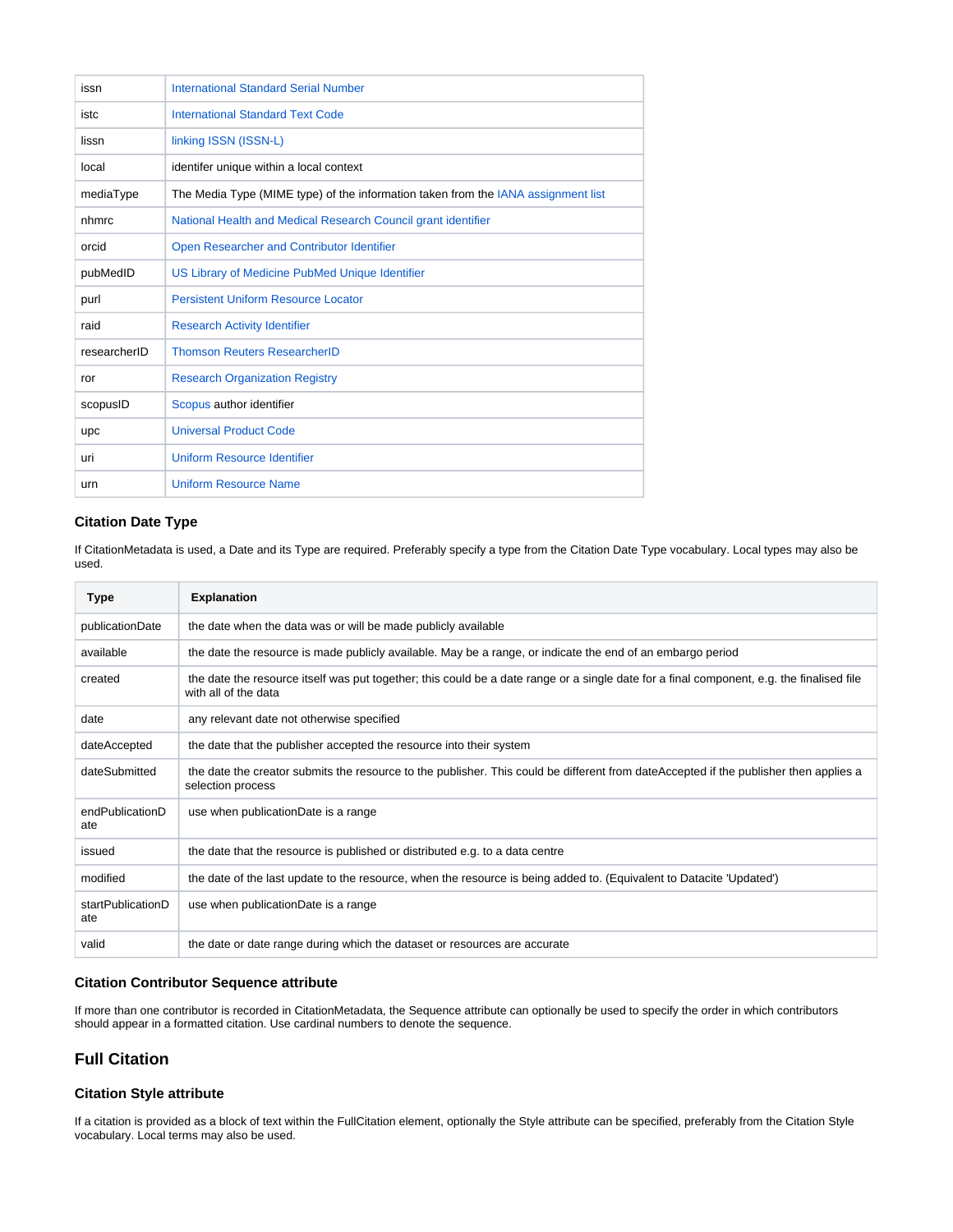| | |
|---|---|
| issn | International Standard Serial Number |
| istc | International Standard Text Code |
| lissn | linking ISSN (ISSN-L) |
| local | identifer unique within a local context |
| mediaType | The Media Type (MIME type) of the information taken from the IANA assignment list |
| nhmrc | National Health and Medical Research Council grant identifier |
| orcid | Open Researcher and Contributor Identifier |
| pubMedID | US Library of Medicine PubMed Unique Identifier |
| purl | Persistent Uniform Resource Locator |
| raid | Research Activity Identifier |
| researcherID | Thomson Reuters ResearcherID |
| ror | Research Organization Registry |
| scopusID | Scopus author identifier |
| upc | Universal Product Code |
| uri | Uniform Resource Identifier |
| urn | Uniform Resource Name |

### Citation Date Type

If CitationMetadata is used, a Date and its Type are required. Preferably specify a type from the Citation Date Type vocabulary. Local types may also be used.

| Type | Explanation |
|---|---|
| publicationDate | the date when the data was or will be made publicly available |
| available | the date the resource is made publicly available. May be a range, or indicate the end of an embargo period |
| created | the date the resource itself was put together; this could be a date range or a single date for a final component, e.g. the finalised file with all of the data |
| date | any relevant date not otherwise specified |
| dateAccepted | the date that the publisher accepted the resource into their system |
| dateSubmitted | the date the creator submits the resource to the publisher. This could be different from dateAccepted if the publisher then applies a selection process |
| endPublicationDate | use when publicationDate is a range |
| issued | the date that the resource is published or distributed e.g. to a data centre |
| modified | the date of the last update to the resource, when the resource is being added to. (Equivalent to Datacite 'Updated') |
| startPublicationDate | use when publicationDate is a range |
| valid | the date or date range during which the dataset or resources are accurate |

### Citation Contributor Sequence attribute

If more than one contributor is recorded in CitationMetadata, the Sequence attribute can optionally be used to specify the order in which contributors should appear in a formatted citation. Use cardinal numbers to denote the sequence.

## Full Citation

### Citation Style attribute

If a citation is provided as a block of text within the FullCitation element, optionally the Style attribute can be specified, preferably from the Citation Style vocabulary. Local terms may also be used.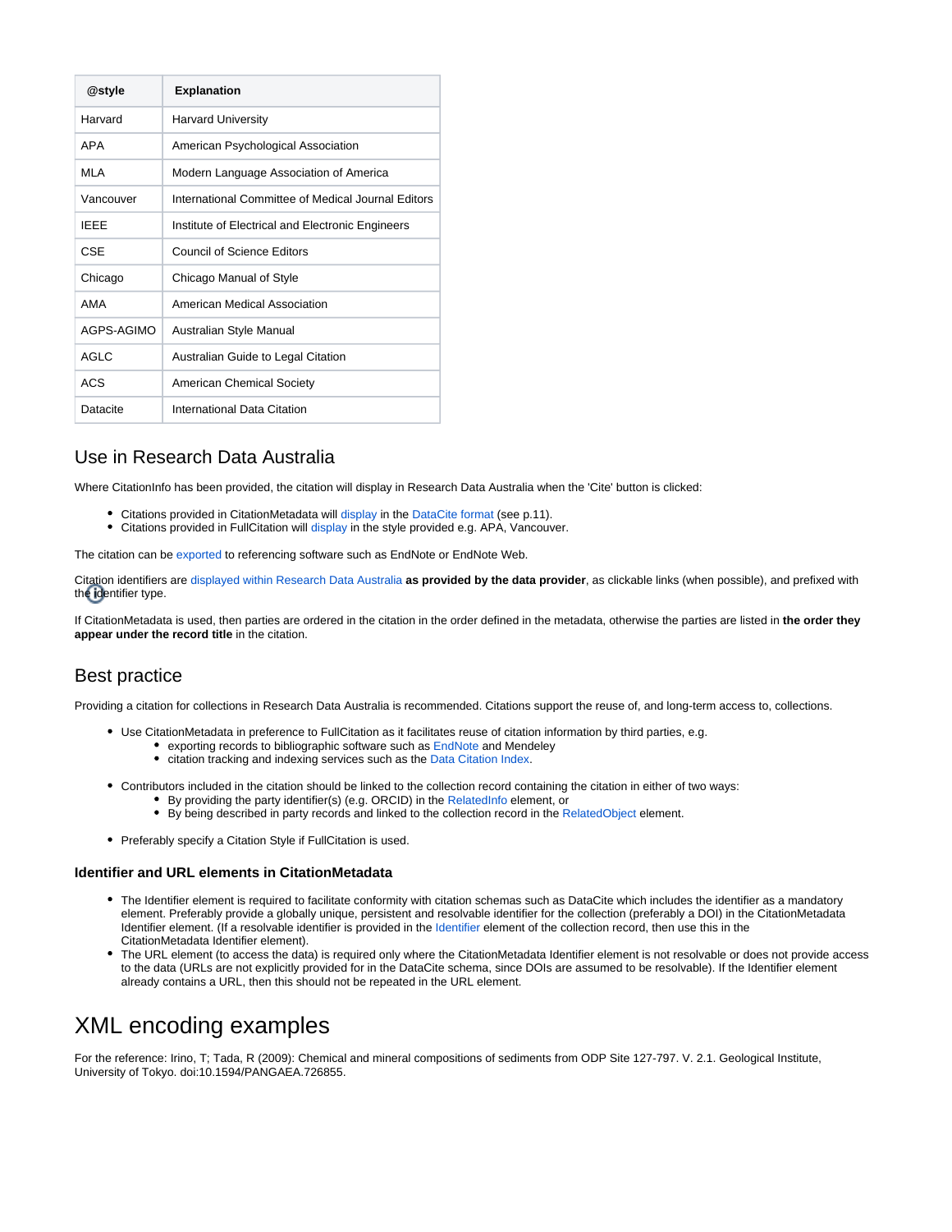| @style | Explanation |
| --- | --- |
| Harvard | Harvard University |
| APA | American Psychological Association |
| MLA | Modern Language Association of America |
| Vancouver | International Committee of Medical Journal Editors |
| IEEE | Institute of Electrical and Electronic Engineers |
| CSE | Council of Science Editors |
| Chicago | Chicago Manual of Style |
| AMA | American Medical Association |
| AGPS-AGIMO | Australian Style Manual |
| AGLC | Australian Guide to Legal Citation |
| ACS | American Chemical Society |
| Datacite | International Data Citation |

## Use in Research Data Australia

Where CitationInfo has been provided, the citation will display in Research Data Australia when the 'Cite' button is clicked:

- Citations provided in CitationMetadata will display in the DataCite format (see p.11).
- Citations provided in FullCitation will display in the style provided e.g. APA, Vancouver.

The citation can be exported to referencing software such as EndNote or EndNote Web.

Citation identifiers are displayed within Research Data Australia **as provided by the data provider**, as clickable links (when possible), and prefixed with the identifier type.

If CitationMetadata is used, then parties are ordered in the citation in the order defined in the metadata, otherwise the parties are listed in **the order they appear under the record title** in the citation.

## Best practice

Providing a citation for collections in Research Data Australia is recommended. Citations support the reuse of, and long-term access to, collections.

- Use CitationMetadata in preference to FullCitation as it facilitates reuse of citation information by third parties, e.g.
  - exporting records to bibliographic software such as EndNote and Mendeley
  - citation tracking and indexing services such as the Data Citation Index.
- Contributors included in the citation should be linked to the collection record containing the citation in either of two ways:
  - By providing the party identifier(s) (e.g. ORCID) in the RelatedInfo element, or
  - By being described in party records and linked to the collection record in the RelatedObject element.
- Preferably specify a Citation Style if FullCitation is used.

### Identifier and URL elements in CitationMetadata

- The Identifier element is required to facilitate conformity with citation schemas such as DataCite which includes the identifier as a mandatory element. Preferably provide a globally unique, persistent and resolvable identifier for the collection (preferably a DOI) in the CitationMetadata Identifier element. (If a resolvable identifier is provided in the Identifier element of the collection record, then use this in the CitationMetadata Identifier element).
- The URL element (to access the data) is required only where the CitationMetadata Identifier element is not resolvable or does not provide access to the data (URLs are not explicitly provided for in the DataCite schema, since DOIs are assumed to be resolvable). If the Identifier element already contains a URL, then this should not be repeated in the URL element.

# XML encoding examples

For the reference: Irino, T; Tada, R (2009): Chemical and mineral compositions of sediments from ODP Site 127-797. V. 2.1. Geological Institute, University of Tokyo. doi:10.1594/PANGAEA.726855.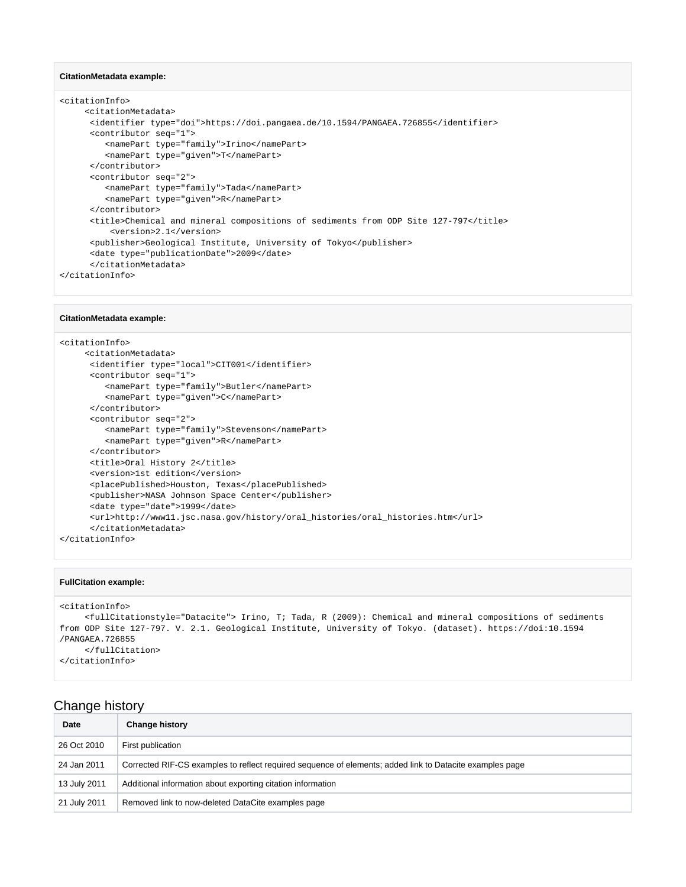**CitationMetadata example:**

```
<citationInfo>
     <citationMetadata>
      <identifier type="doi">https://doi.pangaea.de/10.1594/PANGAEA.726855</identifier>
      <contributor seq="1">
         <namePart type="family">Irino</namePart>
         <namePart type="given">T</namePart>
      </contributor>
      <contributor seq="2">
         <namePart type="family">Tada</namePart>
         <namePart type="given">R</namePart>
      </contributor>
      <title>Chemical and mineral compositions of sediments from ODP Site 127-797</title>
          <version>2.1</version>
      <publisher>Geological Institute, University of Tokyo</publisher>
      <date type="publicationDate">2009</date>
      </citationMetadata>
</citationInfo>
```

**CitationMetadata example:**

```
<citationInfo>
     <citationMetadata>
      <identifier type="local">CIT001</identifier>
      <contributor seq="1">
         <namePart type="family">Butler</namePart>
         <namePart type="given">C</namePart>
      </contributor>
      <contributor seq="2">
         <namePart type="family">Stevenson</namePart>
         <namePart type="given">R</namePart>
      </contributor>
      <title>Oral History 2</title>
      <version>1st edition</version>
      <placePublished>Houston, Texas</placePublished>
      <publisher>NASA Johnson Space Center</publisher>
      <date type="date">1999</date>
      <url>http://www11.jsc.nasa.gov/history/oral_histories/oral_histories.htm</url>
      </citationMetadata>
</citationInfo>
```

**FullCitation example:**

```
<citationInfo>
     <fullCitationstyle="Datacite"> Irino, T; Tada, R (2009): Chemical and mineral compositions of sediments
from ODP Site 127-797. V. 2.1. Geological Institute, University of Tokyo. (dataset). https://doi:10.1594
/PANGAEA.726855
     </fullCitation>
</citationInfo>
```

## Change history

| Date | Change history |
|---|---|
| 26 Oct 2010 | First publication |
| 24 Jan 2011 | Corrected RIF-CS examples to reflect required sequence of elements; added link to Datacite examples page |
| 13 July 2011 | Additional information about exporting citation information |
| 21 July 2011 | Removed link to now-deleted DataCite examples page |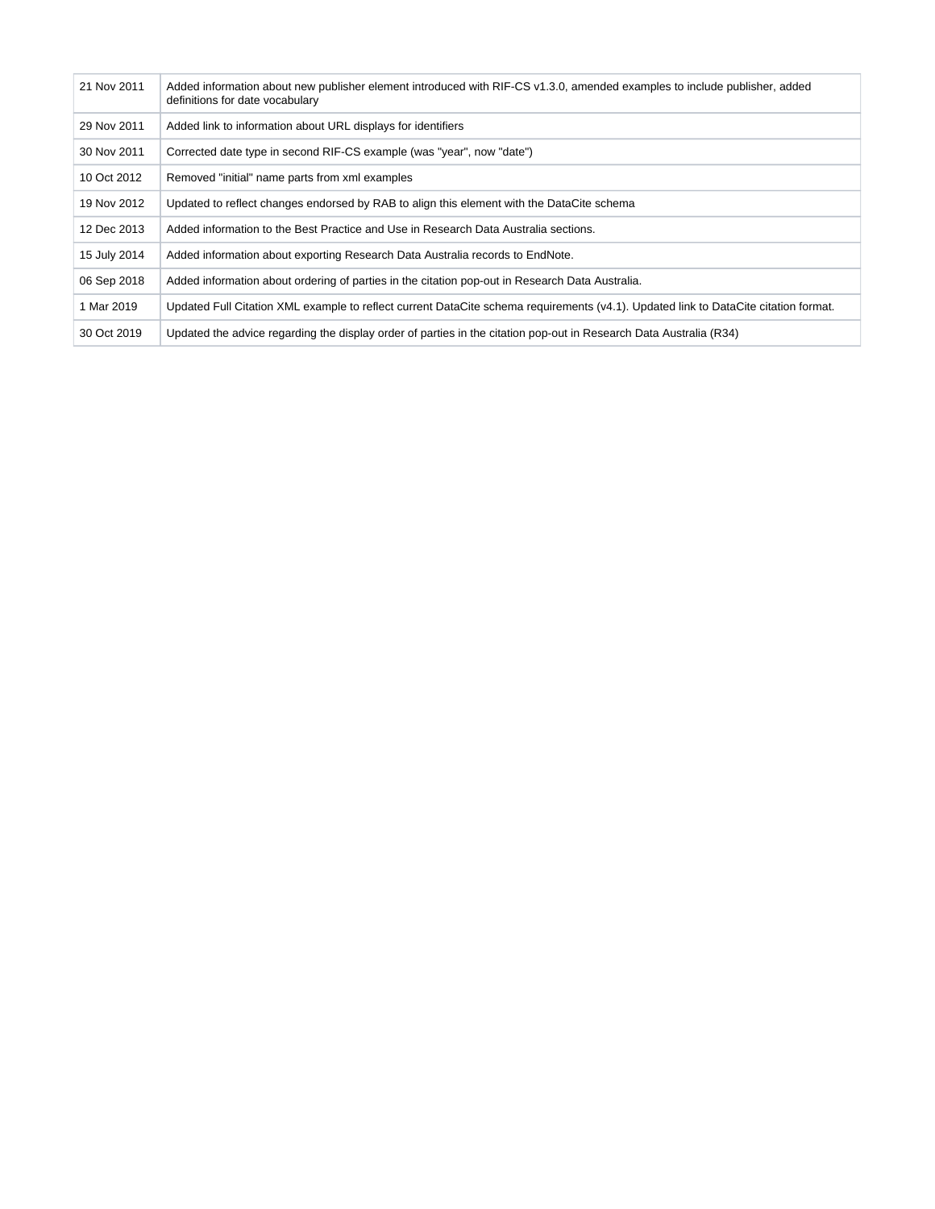| | |
|---|---|
| 21 Nov 2011 | Added information about new publisher element introduced with RIF-CS v1.3.0, amended examples to include publisher, added definitions for date vocabulary |
| 29 Nov 2011 | Added link to information about URL displays for identifiers |
| 30 Nov 2011 | Corrected date type in second RIF-CS example (was "year", now "date") |
| 10 Oct 2012 | Removed "initial" name parts from xml examples |
| 19 Nov 2012 | Updated to reflect changes endorsed by RAB to align this element with the DataCite schema |
| 12 Dec 2013 | Added information to the Best Practice and Use in Research Data Australia sections. |
| 15 July 2014 | Added information about exporting Research Data Australia records to EndNote. |
| 06 Sep 2018 | Added information about ordering of parties in the citation pop-out in Research Data Australia. |
| 1 Mar 2019 | Updated Full Citation XML example to reflect current DataCite schema requirements (v4.1). Updated link to DataCite citation format. |
| 30 Oct 2019 | Updated the advice regarding the display order of parties in the citation pop-out in Research Data Australia (R34) |